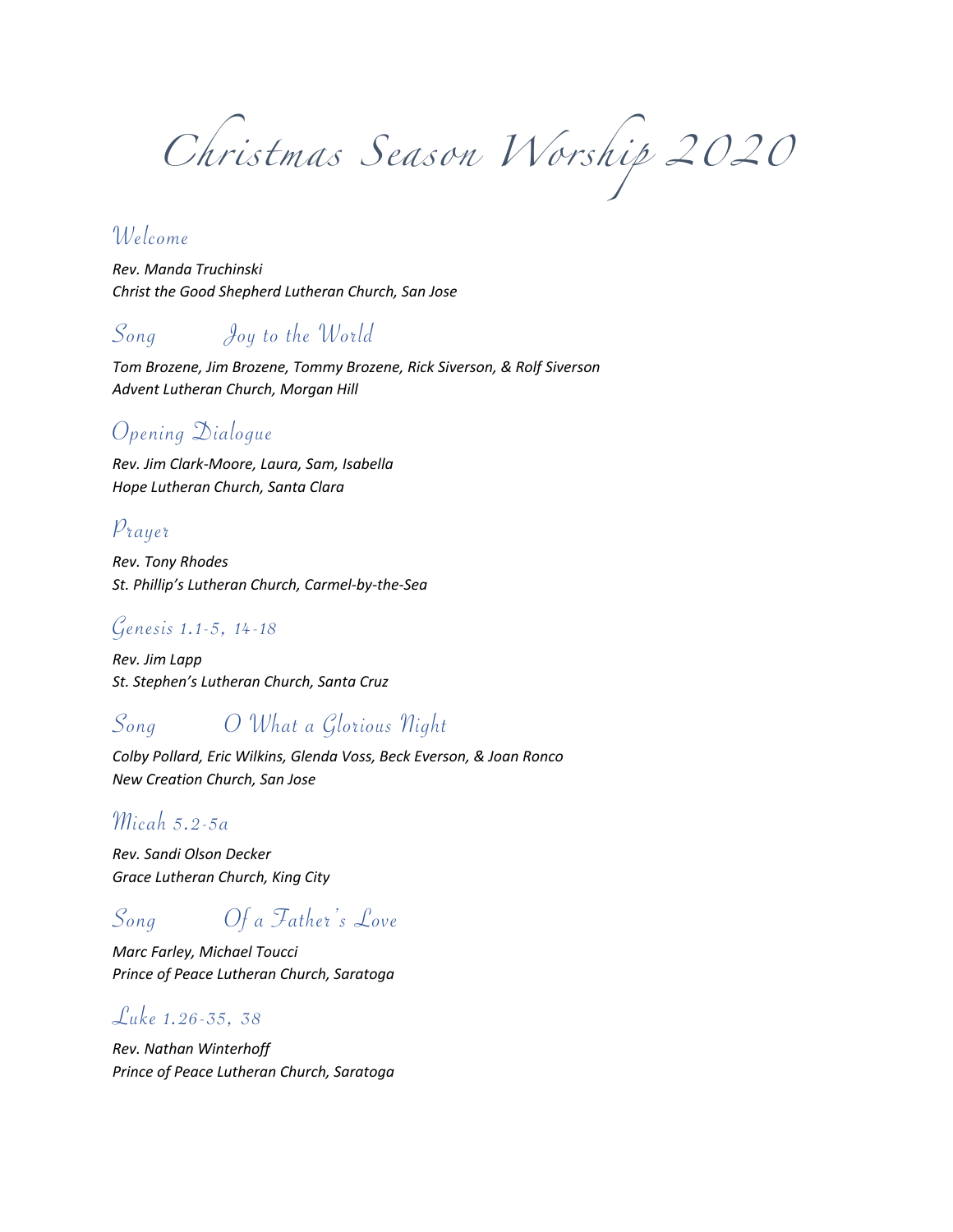# Christmas Season Worship 2020

## Welcome

*Rev. Manda Truchinski*
*Christ the Good Shepherd Lutheran Church, San Jose*

## Song    Joy to the World

*Tom Brozene, Jim Brozene, Tommy Brozene, Rick Siverson, & Rolf Siverson*
*Advent Lutheran Church, Morgan Hill*

## Opening Dialogue

*Rev. Jim Clark-Moore, Laura, Sam, Isabella*
*Hope Lutheran Church, Santa Clara*

## Prayer

*Rev. Tony Rhodes*
*St. Phillip's Lutheran Church, Carmel-by-the-Sea*

## Genesis 1.1-5, 14-18

*Rev. Jim Lapp*
*St. Stephen's Lutheran Church, Santa Cruz*

## Song    O What a Glorious Night

*Colby Pollard, Eric Wilkins, Glenda Voss, Beck Everson, & Joan Ronco*
*New Creation Church, San Jose*

## Micah 5.2-5a

*Rev. Sandi Olson Decker*
*Grace Lutheran Church, King City*

## Song    Of a Father's Love

*Marc Farley, Michael Toucci*
*Prince of Peace Lutheran Church, Saratoga*

## Luke 1.26-35, 38

*Rev. Nathan Winterhoff*
*Prince of Peace Lutheran Church, Saratoga*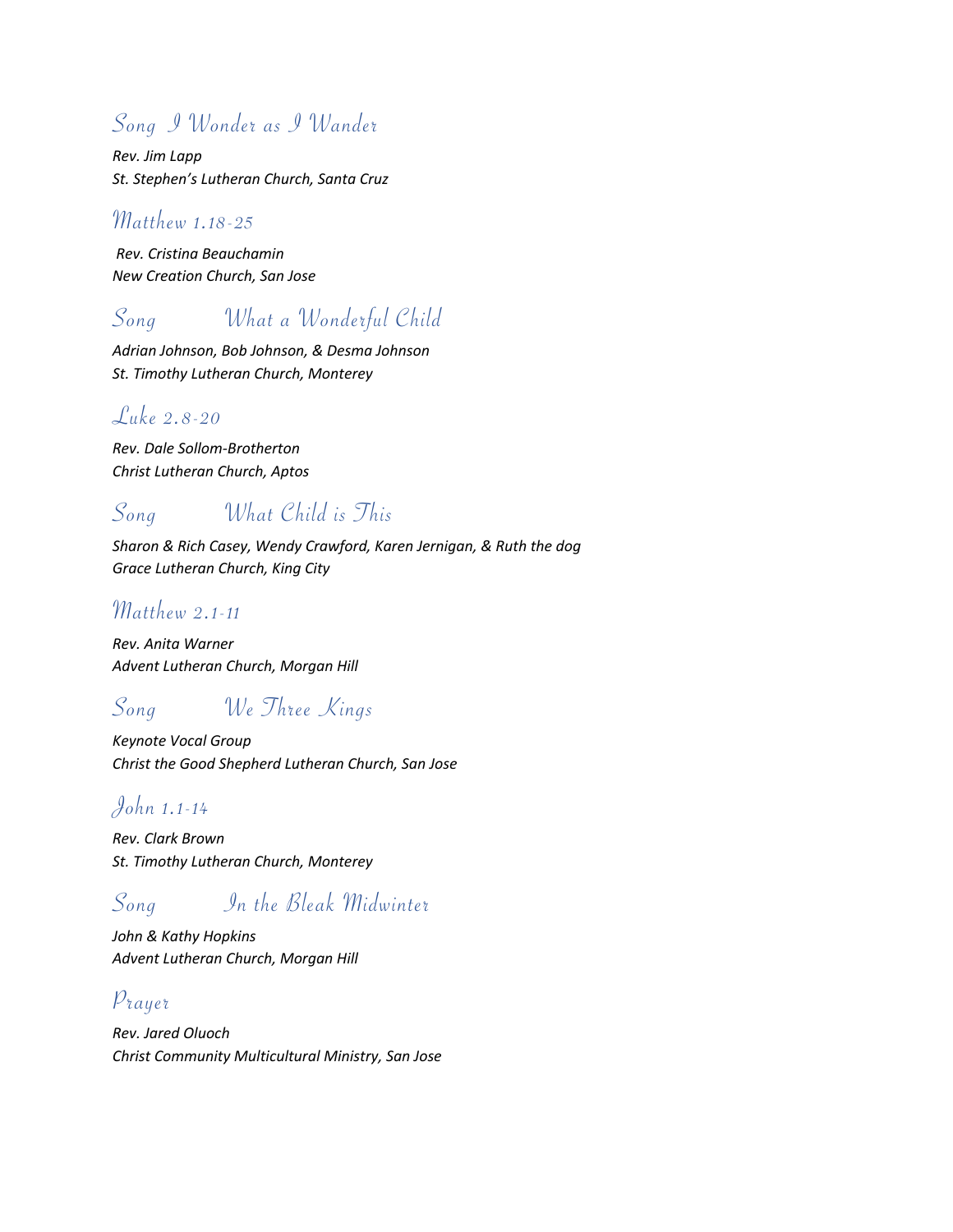## Song I Wonder as I Wander

*Rev. Jim Lapp*
*St. Stephen's Lutheran Church, Santa Cruz*

## Matthew 1.18-25

*Rev. Cristina Beauchamin*
*New Creation Church, San Jose*

## Song What a Wonderful Child

*Adrian Johnson, Bob Johnson, & Desma Johnson*
*St. Timothy Lutheran Church, Monterey*

## Luke 2.8-20

*Rev. Dale Sollom-Brotherton*
*Christ Lutheran Church, Aptos*

## Song What Child is This

*Sharon & Rich Casey, Wendy Crawford, Karen Jernigan, & Ruth the dog*
*Grace Lutheran Church, King City*

## Matthew 2.1-11

*Rev. Anita Warner*
*Advent Lutheran Church, Morgan Hill*

## Song We Three Kings

*Keynote Vocal Group*
*Christ the Good Shepherd Lutheran Church, San Jose*

## John 1.1-14

*Rev. Clark Brown*
*St. Timothy Lutheran Church, Monterey*

## Song In the Bleak Midwinter

*John & Kathy Hopkins*
*Advent Lutheran Church, Morgan Hill*

## Prayer

*Rev. Jared Oluoch*
*Christ Community Multicultural Ministry, San Jose*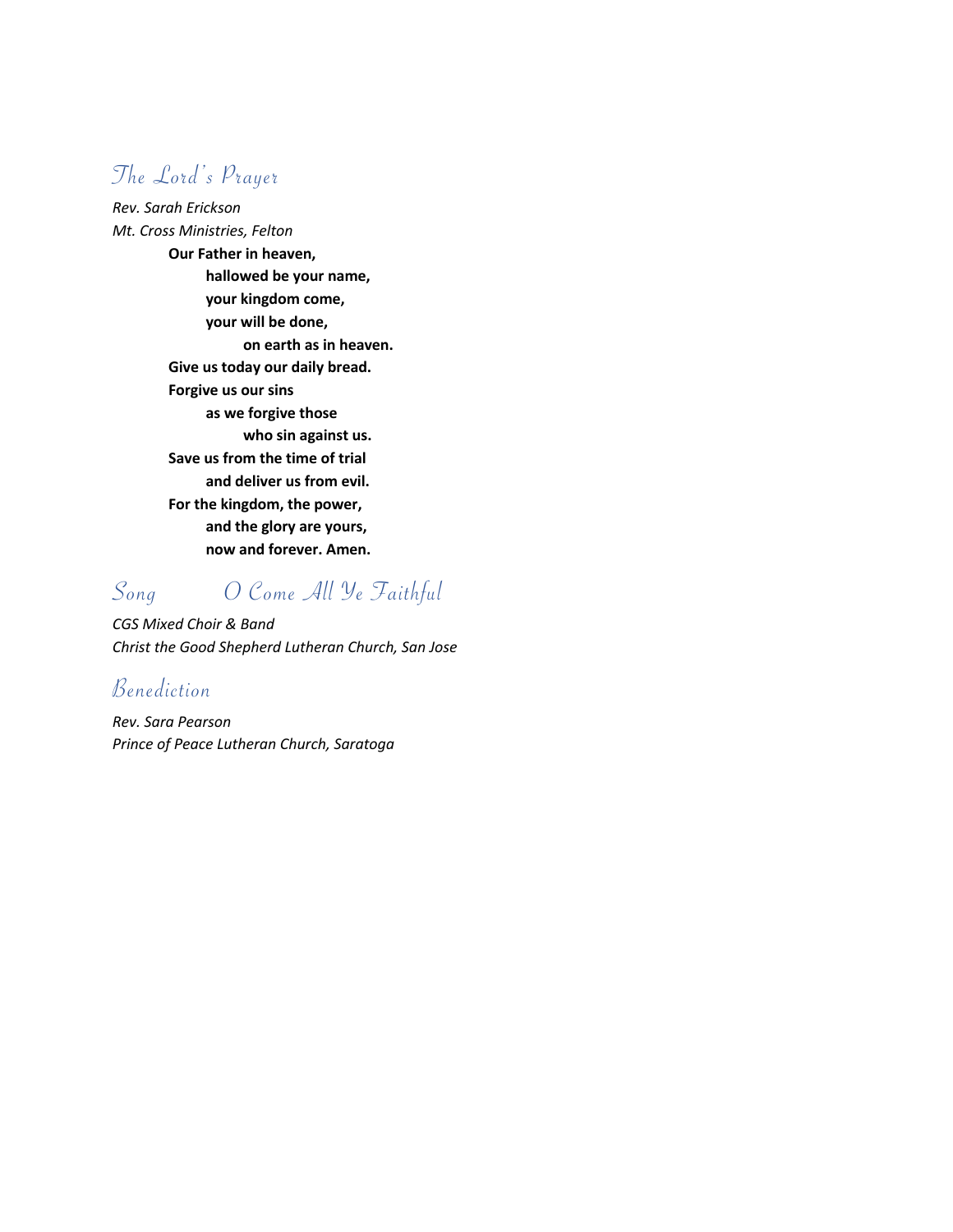## The Lord's Prayer

*Rev. Sarah Erickson*
*Mt. Cross Ministries, Felton*

**Our Father in heaven,**
**hallowed be your name,**
**your kingdom come,**
**your will be done,**
**on earth as in heaven.**
**Give us today our daily bread.**
**Forgive us our sins**
**as we forgive those**
**who sin against us.**
**Save us from the time of trial**
**and deliver us from evil.**
**For the kingdom, the power,**
**and the glory are yours,**
**now and forever. Amen.**

## Song O Come All Ye Faithful

*CGS Mixed Choir & Band*
*Christ the Good Shepherd Lutheran Church, San Jose*

## Benediction

*Rev. Sara Pearson*
*Prince of Peace Lutheran Church, Saratoga*